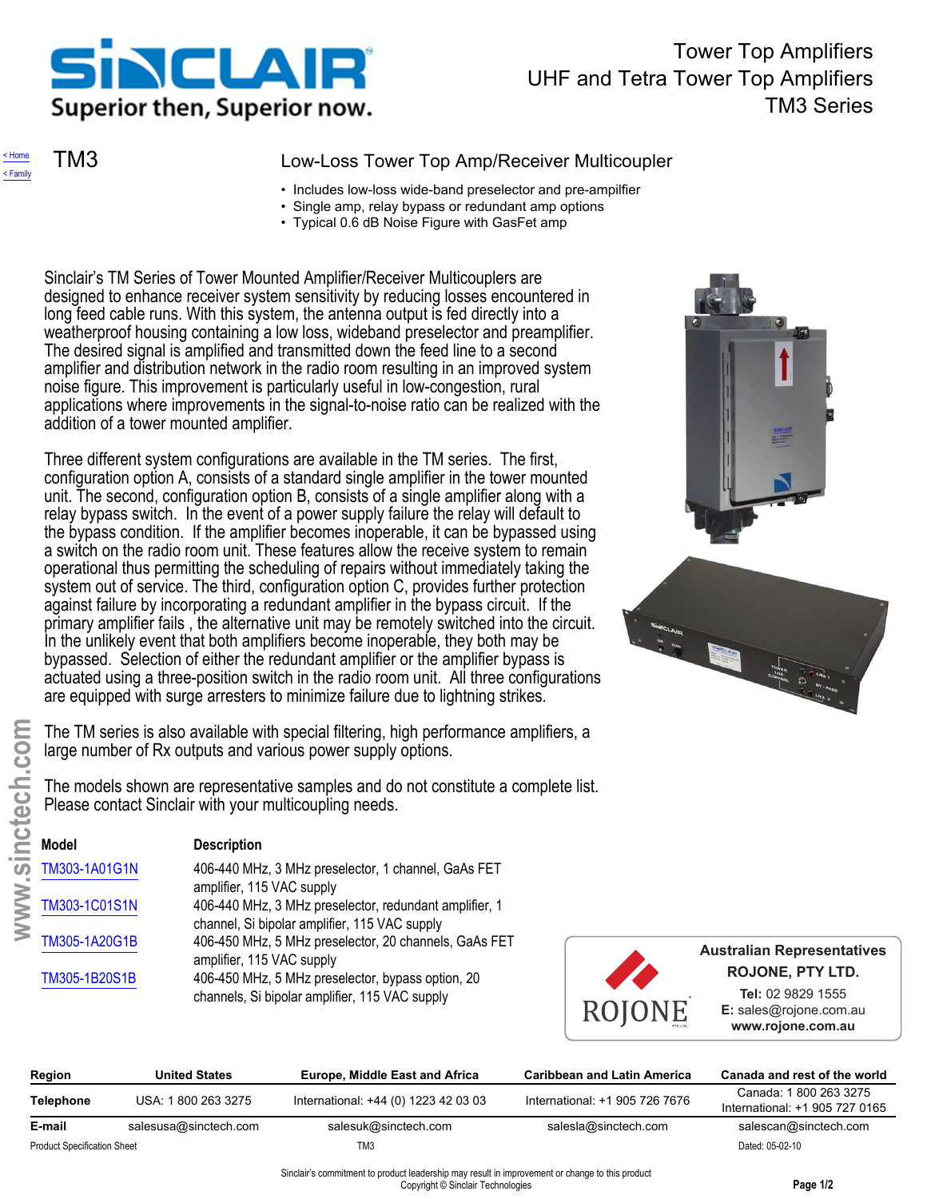# Tower Top Amplifiers

## UHF and Tetra Tower Top Amplifiers

## TM3 Series

< Home
< Family

# TM3

## Low-Loss Tower Top Amp/Receiver Multicoupler

- Includes low-loss wide-band preselector and pre-ampilfier
- Single amp, relay bypass or redundant amp options
- Typical 0.6 dB Noise Figure with GasFet amp

Sinclair's TM Series of Tower Mounted Amplifier/Receiver Multicouplers are designed to enhance receiver system sensitivity by reducing losses encountered in long feed cable runs. With this system, the antenna output is fed directly into a weatherproof housing containing a low loss, wideband preselector and preamplifier. The desired signal is amplified and transmitted down the feed line to a second amplifier and distribution network in the radio room resulting in an improved system noise figure. This improvement is particularly useful in low-congestion, rural applications where improvements in the signal-to-noise ratio can be realized with the addition of a tower mounted amplifier.

Three different system configurations are available in the TM series. The first, configuration option A, consists of a standard single amplifier in the tower mounted unit. The second, configuration option B, consists of a single amplifier along with a relay bypass switch. In the event of a power supply failure the relay will default to the bypass condition. If the amplifier becomes inoperable, it can be bypassed using a switch on the radio room unit. These features allow the receive system to remain operational thus permitting the scheduling of repairs without immediately taking the system out of service. The third, configuration option C, provides further protection against failure by incorporating a redundant amplifier in the bypass circuit. If the primary amplifier fails , the alternative unit may be remotely switched into the circuit. In the unlikely event that both amplifiers become inoperable, they both may be bypassed. Selection of either the redundant amplifier or the amplifier bypass is actuated using a three-position switch in the radio room unit. All three configurations are equipped with surge arresters to minimize failure due to lightning strikes.

The TM series is also available with special filtering, high performance amplifiers, a large number of Rx outputs and various power supply options.

The models shown are representative samples and do not constitute a complete list. Please contact Sinclair with your multicoupling needs.

| Model | Description |
|---|---|
| TM303-1A01G1N | 406-440 MHz, 3 MHz preselector, 1 channel, GaAs FET amplifier, 115 VAC supply |
| TM303-1C01S1N | 406-440 MHz, 3 MHz preselector, redundant amplifier, 1 channel, Si bipolar amplifier, 115 VAC supply |
| TM305-1A20G1B | 406-450 MHz, 5 MHz preselector, 20 channels, GaAs FET amplifier, 115 VAC supply |
| TM305-1B20S1B | 406-450 MHz, 5 MHz preselector, bypass option, 20 channels, Si bipolar amplifier, 115 VAC supply |

**Australian Representatives**
**ROJONE, PTY LTD.**
**Tel:** 02 9829 1555
**E:** sales@rojone.com.au
**www.rojone.com.au**

| Region | United States | Europe, Middle East and Africa | Caribbean and Latin America | Canada and rest of the world |
|---|---|---|---|---|
| Telephone | USA: 1 800 263 3275 | International: +44 (0) 1223 42 03 03 | International: +1 905 726 7676 | Canada: 1 800 263 3275 International: +1 905 727 0165 |
| E-mail | salesusa@sinctech.com | salesuk@sinctech.com | salesla@sinctech.com | salescan@sinctech.com |

Product Specification Sheet — TM3 — Dated: 05-02-10

Sinclair's commitment to product leadership may result in improvement or change to this product
Copyright © Sinclair Technologies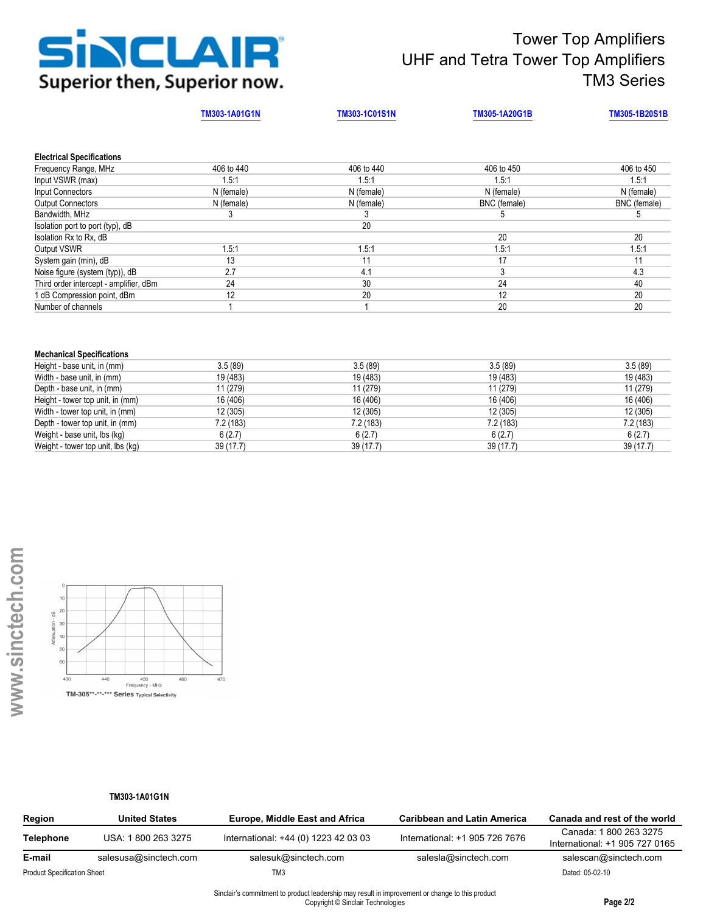# Tower Top Amplifiers
## UHF and Tetra Tower Top Amplifiers
## TM3 Series

| | TM303-1A01G1N | TM303-1C01S1N | TM305-1A20G1B | TM305-1B20S1B |
|---|---|---|---|---|
| **Electrical Specifications** | | | | |
| Frequency Range, MHz | 406 to 440 | 406 to 440 | 406 to 450 | 406 to 450 |
| Input VSWR (max) | 1.5:1 | 1.5:1 | 1.5:1 | 1.5:1 |
| Input Connectors | N (female) | N (female) | N (female) | N (female) |
| Output Connectors | N (female) | N (female) | BNC (female) | BNC (female) |
| Bandwidth, MHz | 3 | 3 | 5 | 5 |
| Isolation port to port (typ), dB | | 20 | | |
| Isolation Rx to Rx, dB | | | 20 | 20 |
| Output VSWR | 1.5:1 | 1.5:1 | 1.5:1 | 1.5:1 |
| System gain (min), dB | 13 | 11 | 17 | 11 |
| Noise figure (system (typ)), dB | 2.7 | 4.1 | 3 | 4.3 |
| Third order intercept - amplifier, dBm | 24 | 30 | 24 | 40 |
| 1 dB Compression point, dBm | 12 | 20 | 12 | 20 |
| Number of channels | 1 | 1 | 20 | 20 |

| | | | | |
|---|---|---|---|---|
| **Mechanical Specifications** | | | | |
| Height - base unit, in (mm) | 3.5 (89) | 3.5 (89) | 3.5 (89) | 3.5 (89) |
| Width - base unit, in (mm) | 19 (483) | 19 (483) | 19 (483) | 19 (483) |
| Depth - base unit, in (mm) | 11 (279) | 11 (279) | 11 (279) | 11 (279) |
| Height - tower top unit, in (mm) | 16 (406) | 16 (406) | 16 (406) | 16 (406) |
| Width - tower top unit, in (mm) | 12 (305) | 12 (305) | 12 (305) | 12 (305) |
| Depth - tower top unit, in (mm) | 7.2 (183) | 7.2 (183) | 7.2 (183) | 7.2 (183) |
| Weight - base unit, lbs (kg) | 6 (2.7) | 6 (2.7) | 6 (2.7) | 6 (2.7) |
| Weight - tower top unit, lbs (kg) | 39 (17.7) | 39 (17.7) | 39 (17.7) | 39 (17.7) |

0
10
20
30
40
50
60
Attenuation - dB
430
440
450
460
470
Frequency - MHz

TM-305**-**-*** Series Typical Selectivity

TM303-1A01G1N

| Region | United States | Europe, Middle East and Africa | Caribbean and Latin America | Canada and rest of the world |
|---|---|---|---|---|
| Telephone | USA: 1 800 263 3275 | International: +44 (0) 1223 42 03 03 | International: +1 905 726 7676 | Canada: 1 800 263 3275<br>International: +1 905 727 0165 |
| E-mail | salesusa@sinctech.com | salesuk@sinctech.com | salesla@sinctech.com | salescan@sinctech.com |

Product Specification Sheet — TM3 — Dated: 05-02-10

Sinclair's commitment to product leadership may result in improvement or change to this product
Copyright © Sinclair Technologies